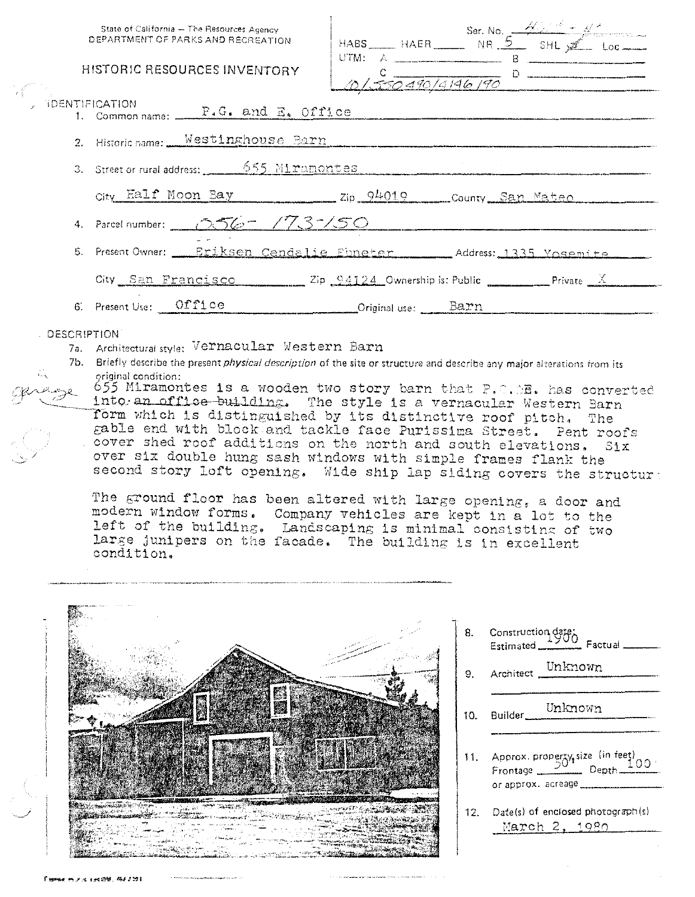State of California — The Resources Agency
DEPARTMENT OF PARKS AND RECREATION

# HISTORIC RESOURCES INVENTORY

Ser. No. ______
HABS ____ HAER ____ NR 5 SHL ____ Loc ____
UTM: A ______ B ______
C ______ D ______
10/550490/4146190

## IDENTIFICATION

1. Common name: P.G. and E. Office
2. Historic name: Westinghouse Barn
3. Street or rural address: 655 Miramontes
   City Half Moon Bay Zip 94019 County San Mateo
4. Parcel number: 056-173-150
5. Present Owner: Eriksen Cendalie Ebneter Address: 1335 Yosemite
   City San Francisco Zip 94124 Ownership is: Public ____ Private X
6. Present Use: Office Original use: Barn

## DESCRIPTION

7a. Architectural style: Vernacular Western Barn

7b. Briefly describe the present *physical description* of the site or structure and describe any major alterations from its original condition:

655 Miramontes is a wooden two story barn that P.G.&E. has converted into ~~an office building~~ garage. The style is a vernacular Western Barn form which is distinguished by its distinctive roof pitch. The gable end with block and tackle face Purissima Street. Pent roofs cover shed roof additions on the north and south elevations. Six over six double hung sash windows with simple frames flank the second story loft opening. Wide ship lap siding covers the structure.

The ground floor has been altered with large opening, a door and modern window forms. Company vehicles are kept in a lot to the left of the building. Landscaping is minimal consisting of two large junipers on the facade. The building is in excellent condition.

8. Construction date: Estimated 1900 Factual ____
9. Architect Unknown
10. Builder Unknown
11. Approx. property size (in feet) Frontage 50' Depth 100' or approx. acreage ____
12. Date(s) of enclosed photograph(s) March 2, 1980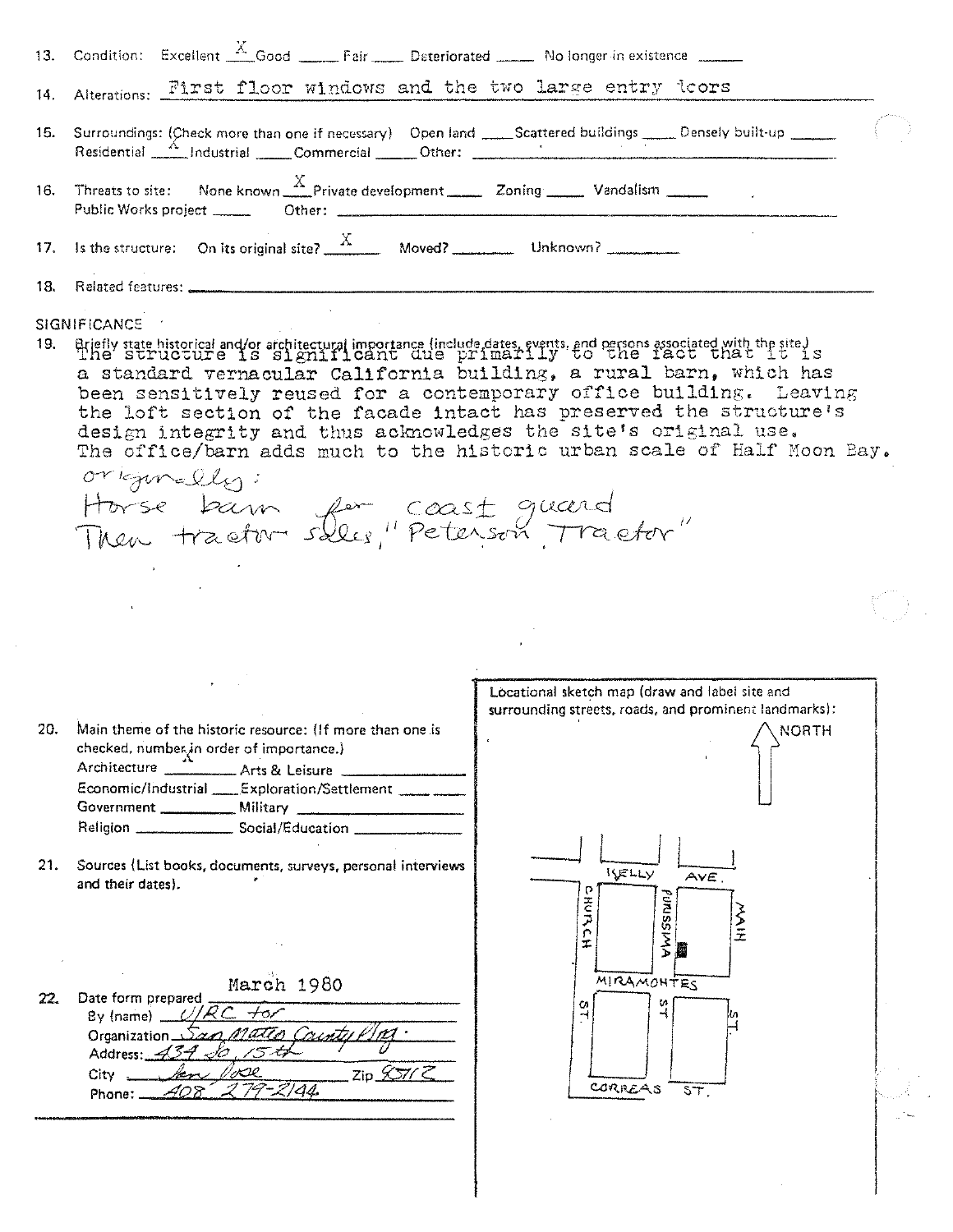13. Condition: Excellent X Good _____ Fair _____ Deteriorated _____ No longer in existence _____

14. Alterations: First floor windows and the two large entry doors

15. Surroundings: (Check more than one if necessary) Open land _____ Scattered buildings _____ Densely built-up _____ Residential X Industrial _____ Commercial _____ Other: _____

16. Threats to site: None known X Private development _____ Zoning _____ Vandalism _____ Public Works project _____ Other: _____

17. Is the structure: On its original site? X Moved? _____ Unknown? _____

18. Related features: _____

## SIGNIFICANCE

19. Briefly state historical and/or architectural importance (include dates, events, and persons associated with the site.)

The structure is significant due primarily to the fact that it is a standard vernacular California building, a rural barn, which has been sensitively reused for a contemporary office building. Leaving the loft section of the facade intact has preserved the structure's design integrity and thus acknowledges the site's original use. The office/barn adds much to the historic urban scale of Half Moon Bay.

originally:
Horse barn for coast guard
Then tractor sales, "Peterson Tractor"

20. Main theme of the historic resource: (If more than one is checked, number in order of importance.)
Architecture X _____ Arts & Leisure _____
Economic/Industrial _____ Exploration/Settlement _____
Government _____ Military _____
Religion _____ Social/Education _____

21. Sources (List books, documents, surveys, personal interviews and their dates).

22. Date form prepared March 1980
By (name) URC for
Organization San Mateo County Plng.
Address: 434 So. 15th
City San Jose Zip 95112
Phone: 408 279-2144

Locational sketch map (draw and label site and surrounding streets, roads, and prominent landmarks):

NORTH

KELLY AVE.
CHURCH ST.
PURISSIMA ST.
MAIN ST.
MIRAMONTES
CORREAS ST.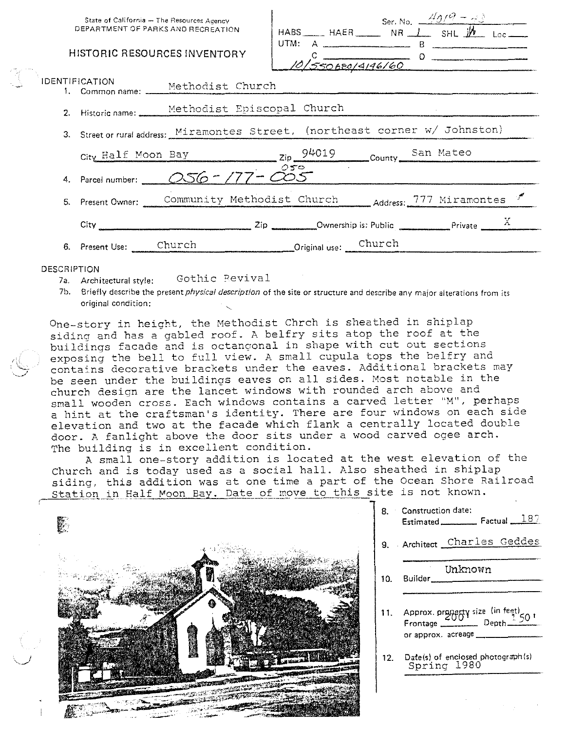State of California — The Resources Agency
DEPARTMENT OF PARKS AND RECREATION

# HISTORIC RESOURCES INVENTORY

Ser. No. 4019 - 43
HABS ____ HAER ____ NR 1 SHL ½ Loc ____
UTM: A ________ B ________
C ________ D ________
10/550680/4146/60

## IDENTIFICATION

1. Common name: Methodist Church
2. Historic name: Methodist Episcopal Church
3. Street or rural address: Miramontes Street, (northeast corner w/ Johnston)
   City Half Moon Bay Zip 94019 County San Mateo
4. Parcel number: 056-177-005 (050)
5. Present Owner: Community Methodist Church Address: 777 Miramontes
   City ________ Zip ________ Ownership is: Public ________ Private X
6. Present Use: Church Original use: Church

## DESCRIPTION

7a. Architectural style: Gothic Revival

7b. Briefly describe the present *physical description* of the site or structure and describe any major alterations from its original condition:

One-story in height, the Methodist Chrch is sheathed in shiplap siding and has a gabled roof. A belfry sits atop the roof at the buildings facade and is octangonal in shape with cut out sections exposing the bell to full view. A small cupula tops the belfry and contains decorative brackets under the eaves. Additional brackets may be seen under the buildings eaves on all sides. Most notable in the church design are the lancet windows with rounded arch above and small wooden cross. Each windows contains a carved letter "M", perhaps a hint at the craftsman's identity. There are four windows on each side elevation and two at the facade which flank a centrally located double door. A fanlight above the door sits under a wood carved ogee arch. The building is in excellent condition.

A small one-story addition is located at the west elevation of the Church and is today used as a social hall. Also sheathed in shiplap siding, this addition was at one time a part of the Ocean Shore Railroad Station in Half Moon Bay. Date of move to this site is not known.

8. Construction date:
   Estimated ________ Factual 187
9. Architect Charles Geddes
10. Builder Unknown
11. Approx. property size (in feet)
    Frontage 200' Depth 150'
    or approx. acreage ________
12. Date(s) of enclosed photograph(s)
    Spring 1980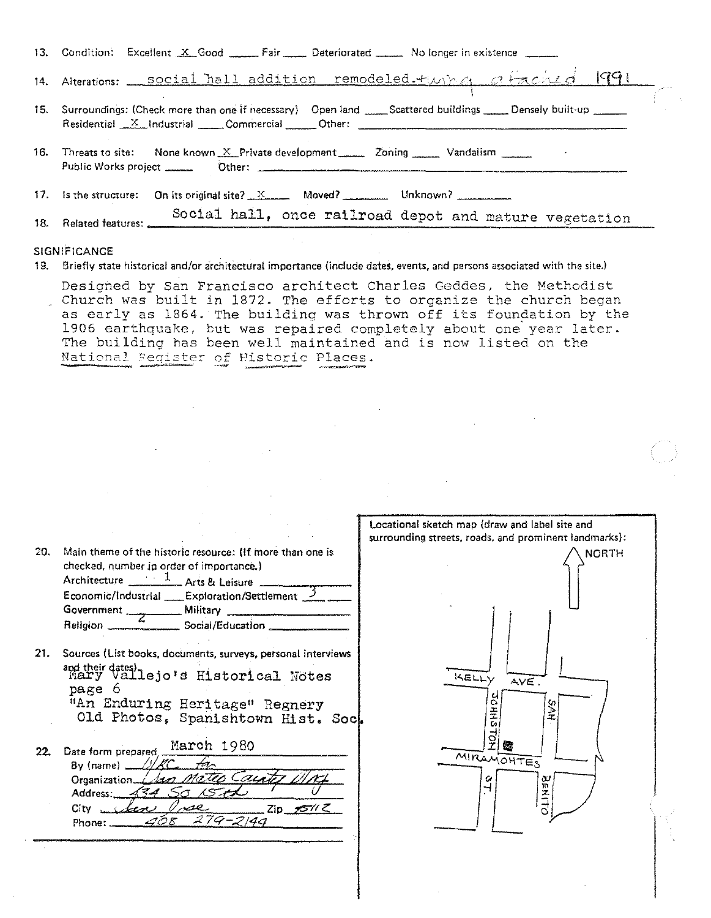13. Condition: Excellent X Good ____ Fair ____ Deteriorated ____ No longer in existence ____

14. Alterations: social hall addition remodeled + wing attached 1991

15. Surroundings: (Check more than one if necessary) Open land ____ Scattered buildings ____ Densely built-up ____
Residential X Industrial ____ Commercial ____ Other: ____

16. Threats to site: None known X Private development ____ Zoning ____ Vandalism ____
Public Works project ____ Other: ____

17. Is the structure: On its original site? X Moved? ____ Unknown? ____

18. Related features: Social hall, once railroad depot and mature vegetation

## SIGNIFICANCE

19. Briefly state historical and/or architectural importance (include dates, events, and persons associated with the site.)

Designed by San Francisco architect Charles Geddes, the Methodist Church was built in 1872. The efforts to organize the church began as early as 1864. The building was thrown off its foundation by the 1906 earthquake, but was repaired completely about one year later. The building has been well maintained and is now listed on the National Register of Historic Places.

20. Main theme of the historic resource: (If more than one is checked, number in order of importance.)
Architecture 1 Arts & Leisure ____
Economic/Industrial ____ Exploration/Settlement 3
Government ____ Military ____
Religion 2 Social/Education ____

21. Sources (List books, documents, surveys, personal interviews and their dates).
Mary Vallejo's Historical Notes page 6
"An Enduring Heritage" Regnery
Old Photos, Spanishtown Hist. Soc.

22. Date form prepared March 1980
By (name) WKC for
Organization San Mateo County WRG
Address: 434 So 15th
City San Jose Zip 95112
Phone: 408 279-2149

Locational sketch map (draw and label site and surrounding streets, roads, and prominent landmarks):

NORTH

KELLY AVE.

JOHNSTON ST.

SAN BENITO

MIRAMONTES